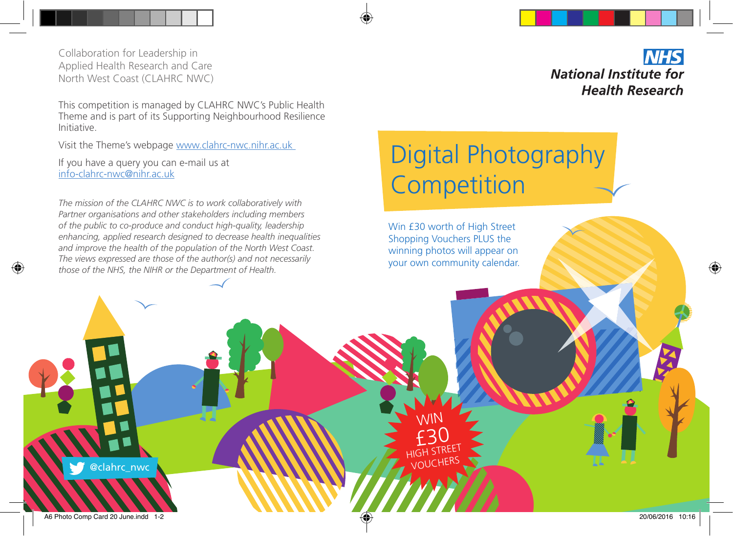Collaboration for Leadership in
Applied Health Research and Care
North West Coast (CLAHRC NWC)

This competition is managed by CLAHRC NWC's Public Health Theme and is part of its Supporting Neighbourhood Resilience Initiative.

Visit the Theme's webpage www.clahrc-nwc.nihr.ac.uk

If you have a query you can e-mail us at
info-clahrc-nwc@nihr.ac.uk

*The mission of the CLAHRC NWC is to work collaboratively with Partner organisations and other stakeholders including members of the public to co-produce and conduct high-quality, leadership enhancing, applied research designed to decrease health inequalities and improve the health of the population of the North West Coast. The views expressed are those of the author(s) and not necessarily those of the NHS, the NIHR or the Department of Health.*

@clahrc_nwc

NHS
**National Institute for Health Research**

# Digital Photography Competition

Win £30 worth of High Street Shopping Vouchers PLUS the winning photos will appear on your own community calendar.

WIN £30 HIGH STREET VOUCHERS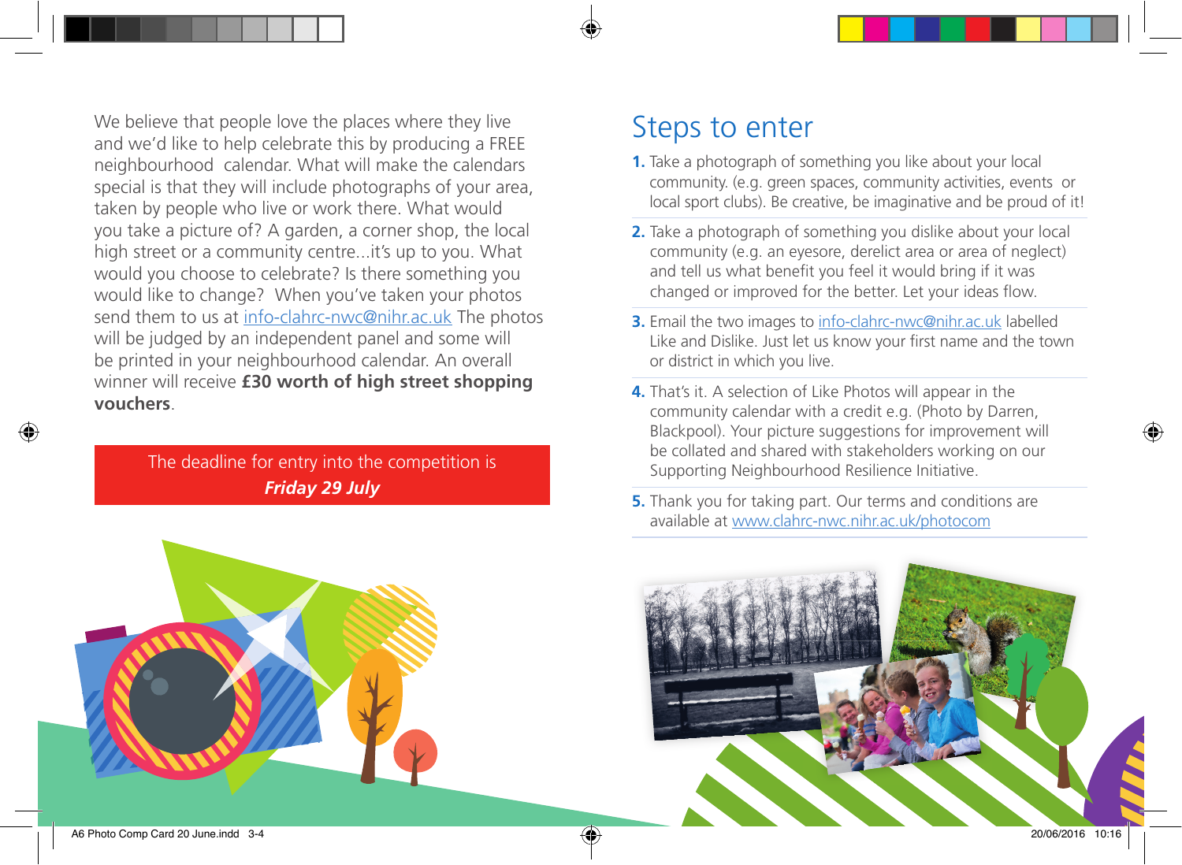We believe that people love the places where they live and we'd like to help celebrate this by producing a FREE neighbourhood calendar. What will make the calendars special is that they will include photographs of your area, taken by people who live or work there. What would you take a picture of? A garden, a corner shop, the local high street or a community centre...it's up to you. What would you choose to celebrate? Is there something you would like to change? When you've taken your photos send them to us at info-clahrc-nwc@nihr.ac.uk The photos will be judged by an independent panel and some will be printed in your neighbourhood calendar. An overall winner will receive **£30 worth of high street shopping vouchers**.

The deadline for entry into the competition is
***Friday 29 July***

## Steps to enter

1. Take a photograph of something you like about your local community. (e.g. green spaces, community activities, events or local sport clubs). Be creative, be imaginative and be proud of it!
2. Take a photograph of something you dislike about your local community (e.g. an eyesore, derelict area or area of neglect) and tell us what benefit you feel it would bring if it was changed or improved for the better. Let your ideas flow.
3. Email the two images to info-clahrc-nwc@nihr.ac.uk labelled Like and Dislike. Just let us know your first name and the town or district in which you live.
4. That's it. A selection of Like Photos will appear in the community calendar with a credit e.g. (Photo by Darren, Blackpool). Your picture suggestions for improvement will be collated and shared with stakeholders working on our Supporting Neighbourhood Resilience Initiative.
5. Thank you for taking part. Our terms and conditions are available at www.clahrc-nwc.nihr.ac.uk/photocom